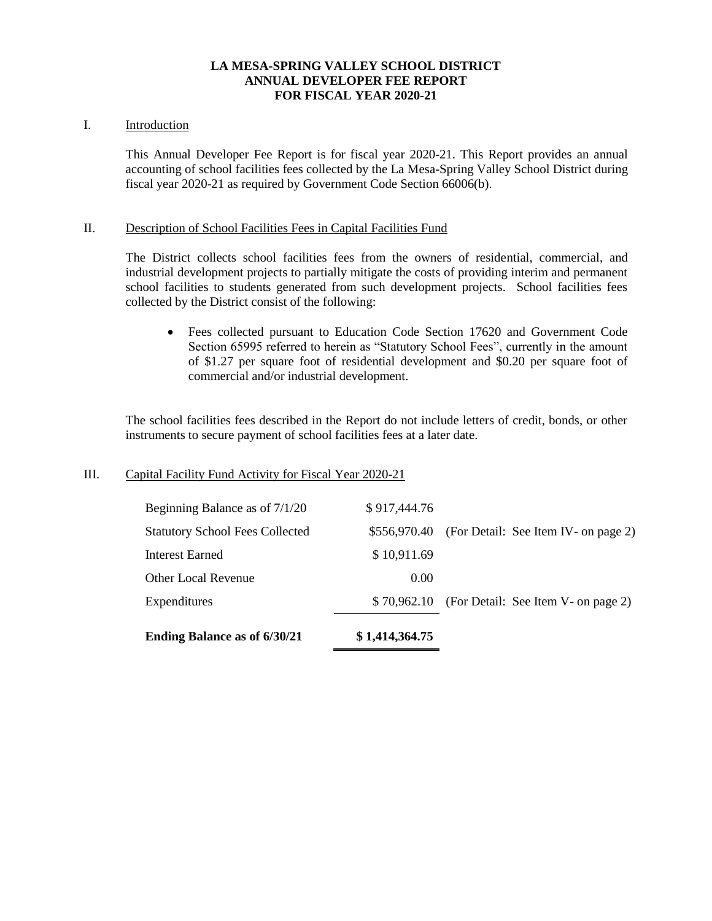# LA MESA-SPRING VALLEY SCHOOL DISTRICT
# ANNUAL DEVELOPER FEE REPORT
# FOR FISCAL YEAR 2020-21

## I. Introduction

This Annual Developer Fee Report is for fiscal year 2020-21. This Report provides an annual accounting of school facilities fees collected by the La Mesa-Spring Valley School District during fiscal year 2020-21 as required by Government Code Section 66006(b).

## II. Description of School Facilities Fees in Capital Facilities Fund

The District collects school facilities fees from the owners of residential, commercial, and industrial development projects to partially mitigate the costs of providing interim and permanent school facilities to students generated from such development projects. School facilities fees collected by the District consist of the following:

- Fees collected pursuant to Education Code Section 17620 and Government Code Section 65995 referred to herein as "Statutory School Fees", currently in the amount of $1.27 per square foot of residential development and $0.20 per square foot of commercial and/or industrial development.

The school facilities fees described in the Report do not include letters of credit, bonds, or other instruments to secure payment of school facilities fees at a later date.

## III. Capital Facility Fund Activity for Fiscal Year 2020-21

| | | |
|---|---|---|
| Beginning Balance as of 7/1/20 | $ 917,444.76 | |
| Statutory School Fees Collected | $556,970.40 | (For Detail: See Item IV- on page 2) |
| Interest Earned | $ 10,911.69 | |
| Other Local Revenue | 0.00 | |
| Expenditures | $ 70,962.10 | (For Detail: See Item V- on page 2) |
| **Ending Balance as of 6/30/21** | **$ 1,414,364.75** | |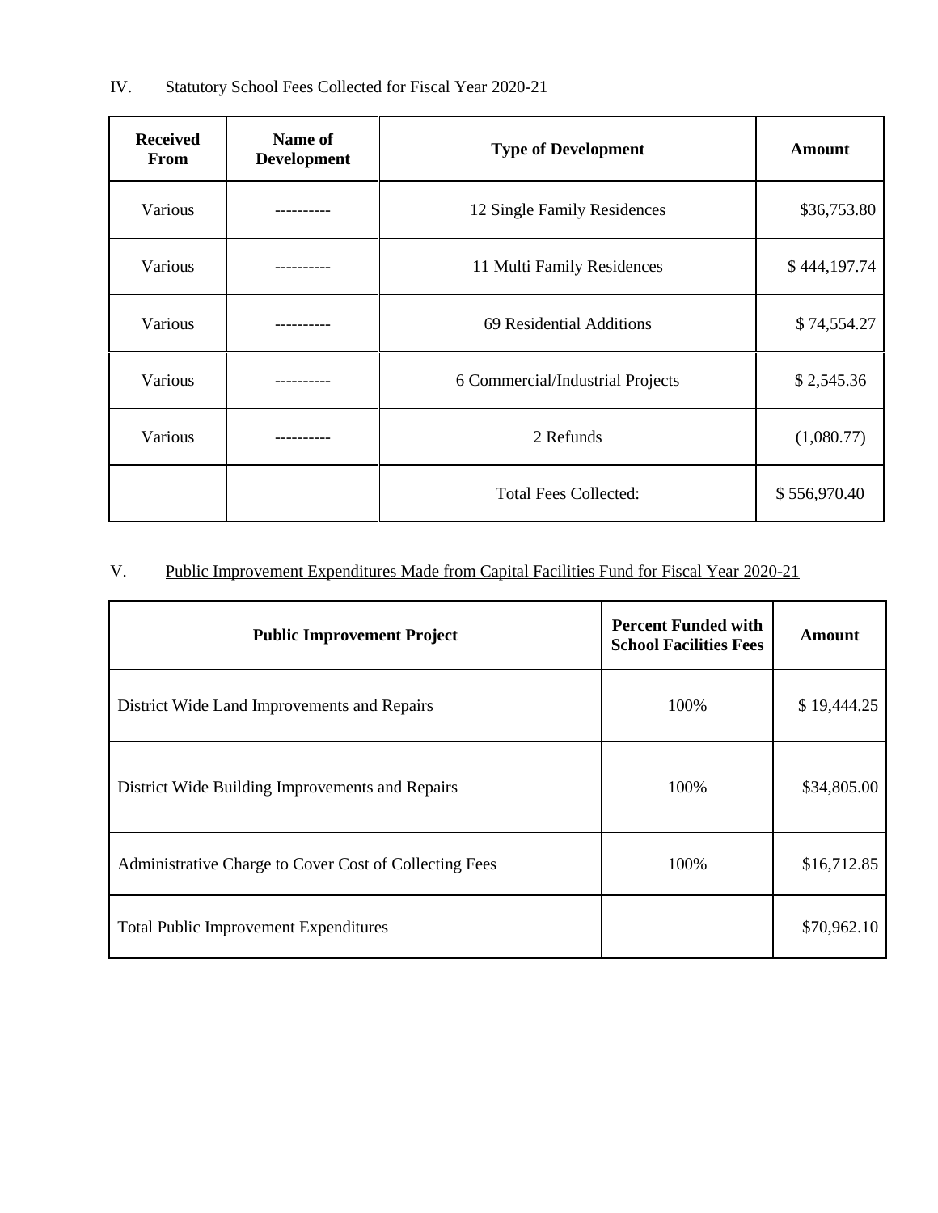## IV. Statutory School Fees Collected for Fiscal Year 2020-21

| Received From | Name of Development | Type of Development | Amount |
|---|---|---|---|
| Various | ---------- | 12 Single Family Residences | $36,753.80 |
| Various | ---------- | 11 Multi Family Residences | $ 444,197.74 |
| Various | ---------- | 69 Residential Additions | $ 74,554.27 |
| Various | ---------- | 6 Commercial/Industrial Projects | $ 2,545.36 |
| Various | ---------- | 2 Refunds | (1,080.77) |
| | | Total Fees Collected: | $ 556,970.40 |

## V. Public Improvement Expenditures Made from Capital Facilities Fund for Fiscal Year 2020-21

| Public Improvement Project | Percent Funded with School Facilities Fees | Amount |
|---|---|---|
| District Wide Land Improvements and Repairs | 100% | $ 19,444.25 |
| District Wide Building Improvements and Repairs | 100% | $34,805.00 |
| Administrative Charge to Cover Cost of Collecting Fees | 100% | $16,712.85 |
| Total Public Improvement Expenditures | | $70,962.10 |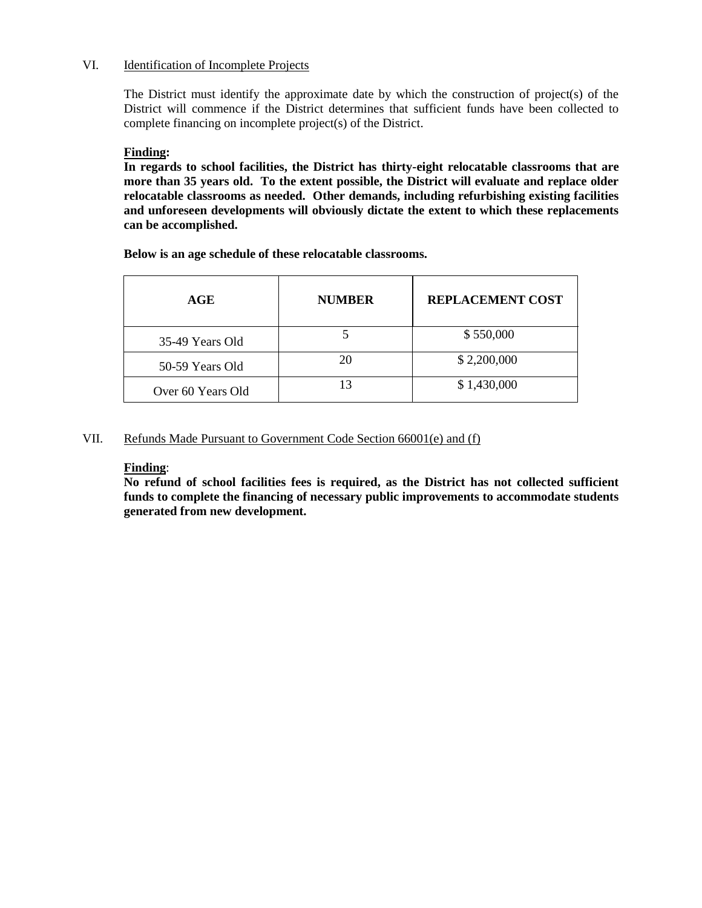VI. Identification of Incomplete Projects

The District must identify the approximate date by which the construction of project(s) of the District will commence if the District determines that sufficient funds have been collected to complete financing on incomplete project(s) of the District.

**Finding:**
**In regards to school facilities, the District has thirty-eight relocatable classrooms that are more than 35 years old. To the extent possible, the District will evaluate and replace older relocatable classrooms as needed. Other demands, including refurbishing existing facilities and unforeseen developments will obviously dictate the extent to which these replacements can be accomplished.**

**Below is an age schedule of these relocatable classrooms.**

| AGE | NUMBER | REPLACEMENT COST |
|---|---|---|
| 35-49 Years Old | 5 | $ 550,000 |
| 50-59 Years Old | 20 | $ 2,200,000 |
| Over 60 Years Old | 13 | $ 1,430,000 |

VII. Refunds Made Pursuant to Government Code Section 66001(e) and (f)

**Finding**:
**No refund of school facilities fees is required, as the District has not collected sufficient funds to complete the financing of necessary public improvements to accommodate students generated from new development.**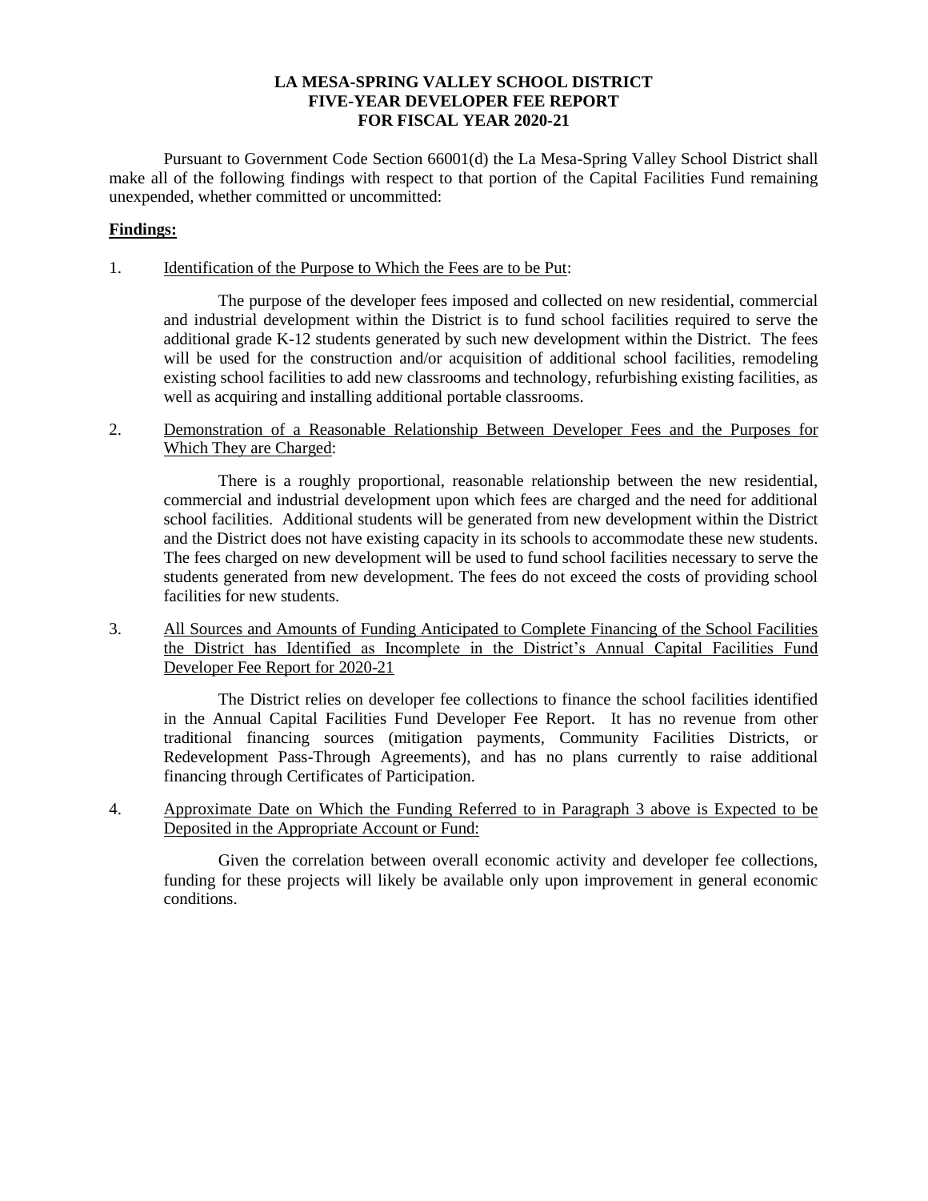# LA MESA-SPRING VALLEY SCHOOL DISTRICT
# FIVE-YEAR DEVELOPER FEE REPORT
# FOR FISCAL YEAR 2020-21

Pursuant to Government Code Section 66001(d) the La Mesa-Spring Valley School District shall make all of the following findings with respect to that portion of the Capital Facilities Fund remaining unexpended, whether committed or uncommitted:

**Findings:**

1. Identification of the Purpose to Which the Fees are to be Put:

   The purpose of the developer fees imposed and collected on new residential, commercial and industrial development within the District is to fund school facilities required to serve the additional grade K-12 students generated by such new development within the District. The fees will be used for the construction and/or acquisition of additional school facilities, remodeling existing school facilities to add new classrooms and technology, refurbishing existing facilities, as well as acquiring and installing additional portable classrooms.

2. Demonstration of a Reasonable Relationship Between Developer Fees and the Purposes for Which They are Charged:

   There is a roughly proportional, reasonable relationship between the new residential, commercial and industrial development upon which fees are charged and the need for additional school facilities. Additional students will be generated from new development within the District and the District does not have existing capacity in its schools to accommodate these new students. The fees charged on new development will be used to fund school facilities necessary to serve the students generated from new development. The fees do not exceed the costs of providing school facilities for new students.

3. All Sources and Amounts of Funding Anticipated to Complete Financing of the School Facilities the District has Identified as Incomplete in the District's Annual Capital Facilities Fund Developer Fee Report for 2020-21

   The District relies on developer fee collections to finance the school facilities identified in the Annual Capital Facilities Fund Developer Fee Report. It has no revenue from other traditional financing sources (mitigation payments, Community Facilities Districts, or Redevelopment Pass-Through Agreements), and has no plans currently to raise additional financing through Certificates of Participation.

4. Approximate Date on Which the Funding Referred to in Paragraph 3 above is Expected to be Deposited in the Appropriate Account or Fund:

   Given the correlation between overall economic activity and developer fee collections, funding for these projects will likely be available only upon improvement in general economic conditions.